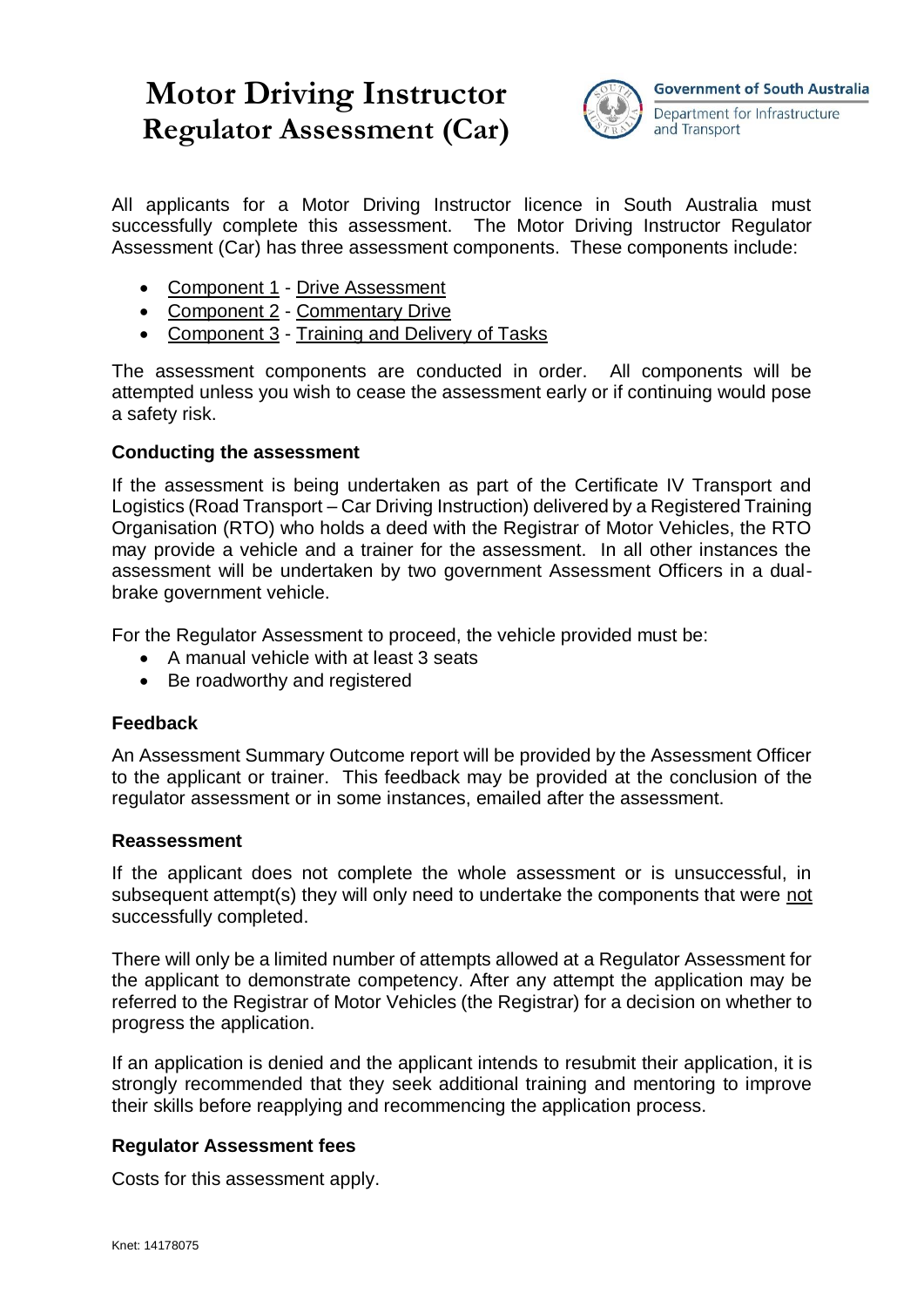# Motor Driving Instructor Regulator Assessment (Car)

Government of South Australia
Department for Infrastructure and Transport

All applicants for a Motor Driving Instructor licence in South Australia must successfully complete this assessment. The Motor Driving Instructor Regulator Assessment (Car) has three assessment components. These components include:

- Component 1 - Drive Assessment
- Component 2 - Commentary Drive
- Component 3 - Training and Delivery of Tasks

The assessment components are conducted in order. All components will be attempted unless you wish to cease the assessment early or if continuing would pose a safety risk.

**Conducting the assessment**

If the assessment is being undertaken as part of the Certificate IV Transport and Logistics (Road Transport – Car Driving Instruction) delivered by a Registered Training Organisation (RTO) who holds a deed with the Registrar of Motor Vehicles, the RTO may provide a vehicle and a trainer for the assessment. In all other instances the assessment will be undertaken by two government Assessment Officers in a dual-brake government vehicle.

For the Regulator Assessment to proceed, the vehicle provided must be:

- A manual vehicle with at least 3 seats
- Be roadworthy and registered

**Feedback**

An Assessment Summary Outcome report will be provided by the Assessment Officer to the applicant or trainer. This feedback may be provided at the conclusion of the regulator assessment or in some instances, emailed after the assessment.

**Reassessment**

If the applicant does not complete the whole assessment or is unsuccessful, in subsequent attempt(s) they will only need to undertake the components that were not successfully completed.

There will only be a limited number of attempts allowed at a Regulator Assessment for the applicant to demonstrate competency. After any attempt the application may be referred to the Registrar of Motor Vehicles (the Registrar) for a decision on whether to progress the application.

If an application is denied and the applicant intends to resubmit their application, it is strongly recommended that they seek additional training and mentoring to improve their skills before reapplying and recommencing the application process.

**Regulator Assessment fees**

Costs for this assessment apply.

Knet: 14178075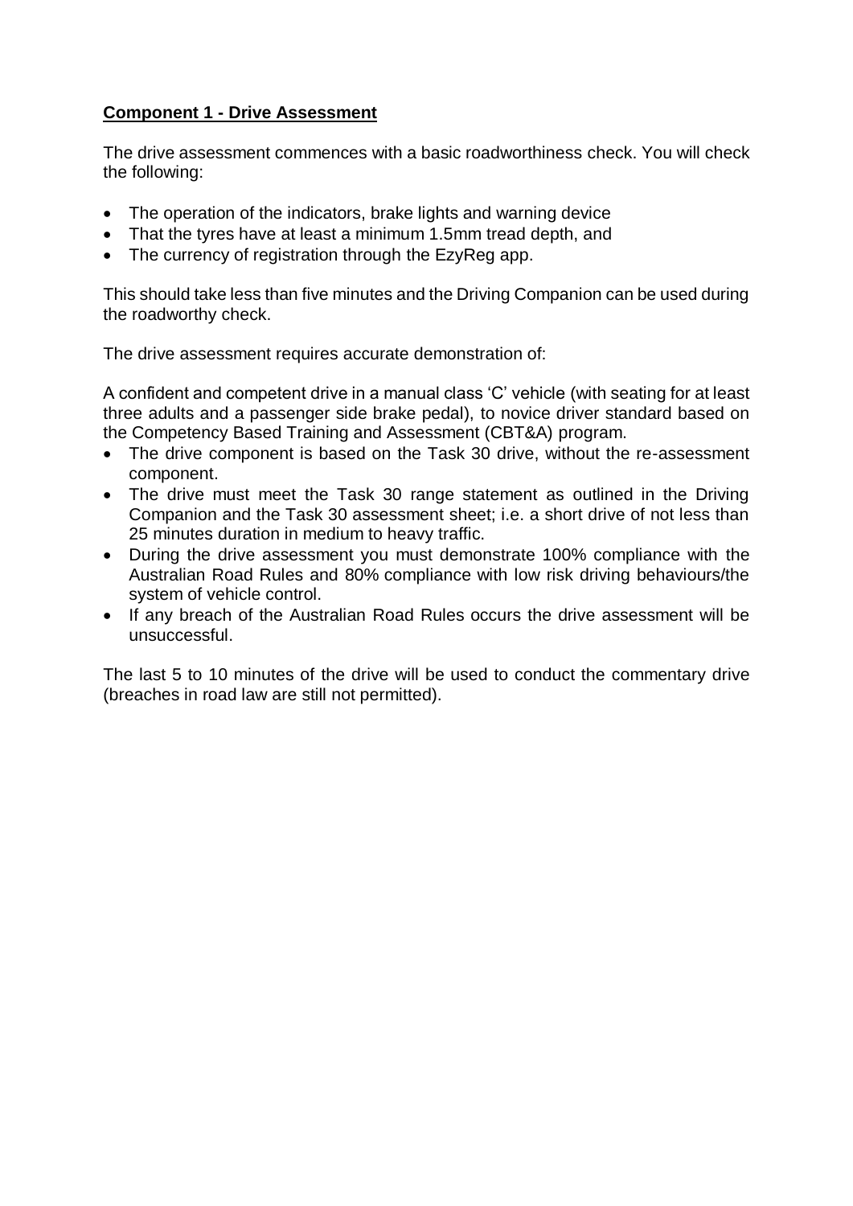**<u>Component 1 - Drive Assessment</u>**

The drive assessment commences with a basic roadworthiness check. You will check the following:

- The operation of the indicators, brake lights and warning device
- That the tyres have at least a minimum 1.5mm tread depth, and
- The currency of registration through the EzyReg app.

This should take less than five minutes and the Driving Companion can be used during the roadworthy check.

The drive assessment requires accurate demonstration of:

A confident and competent drive in a manual class 'C' vehicle (with seating for at least three adults and a passenger side brake pedal), to novice driver standard based on the Competency Based Training and Assessment (CBT&A) program.

- The drive component is based on the Task 30 drive, without the re-assessment component.
- The drive must meet the Task 30 range statement as outlined in the Driving Companion and the Task 30 assessment sheet; i.e. a short drive of not less than 25 minutes duration in medium to heavy traffic.
- During the drive assessment you must demonstrate 100% compliance with the Australian Road Rules and 80% compliance with low risk driving behaviours/the system of vehicle control.
- If any breach of the Australian Road Rules occurs the drive assessment will be unsuccessful.

The last 5 to 10 minutes of the drive will be used to conduct the commentary drive (breaches in road law are still not permitted).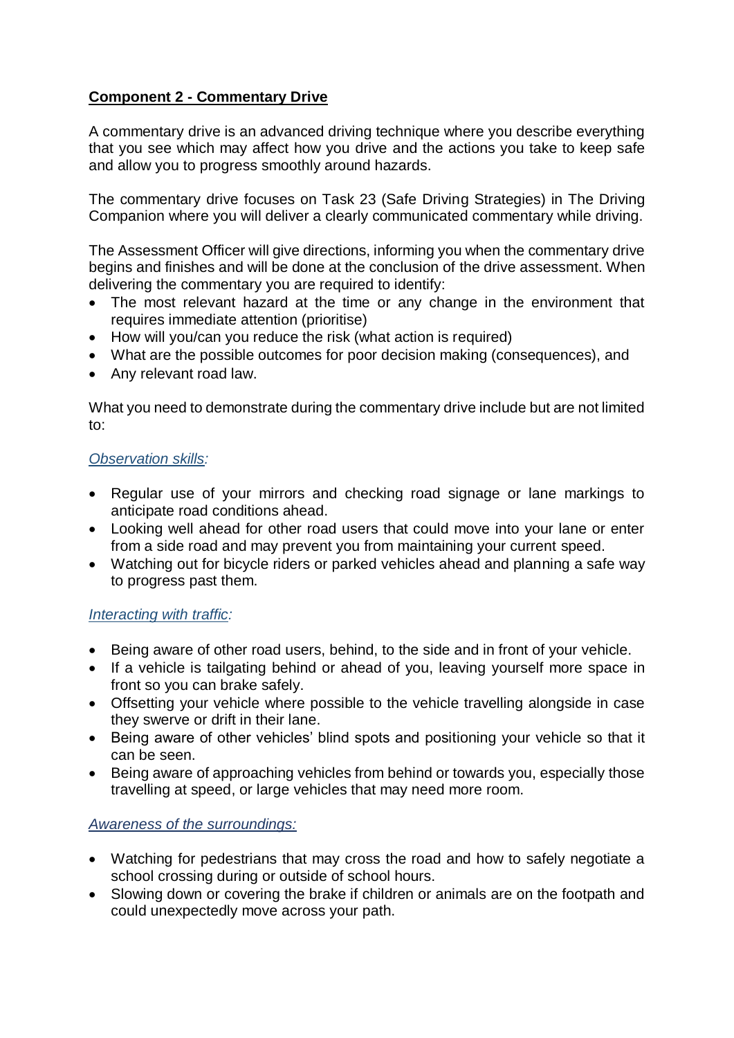**Component 2 - Commentary Drive**

A commentary drive is an advanced driving technique where you describe everything that you see which may affect how you drive and the actions you take to keep safe and allow you to progress smoothly around hazards.

The commentary drive focuses on Task 23 (Safe Driving Strategies) in The Driving Companion where you will deliver a clearly communicated commentary while driving.

The Assessment Officer will give directions, informing you when the commentary drive begins and finishes and will be done at the conclusion of the drive assessment. When delivering the commentary you are required to identify:

- The most relevant hazard at the time or any change in the environment that requires immediate attention (prioritise)
- How will you/can you reduce the risk (what action is required)
- What are the possible outcomes for poor decision making (consequences), and
- Any relevant road law.

What you need to demonstrate during the commentary drive include but are not limited to:

*Observation skills:*

- Regular use of your mirrors and checking road signage or lane markings to anticipate road conditions ahead.
- Looking well ahead for other road users that could move into your lane or enter from a side road and may prevent you from maintaining your current speed.
- Watching out for bicycle riders or parked vehicles ahead and planning a safe way to progress past them.

*Interacting with traffic:*

- Being aware of other road users, behind, to the side and in front of your vehicle.
- If a vehicle is tailgating behind or ahead of you, leaving yourself more space in front so you can brake safely.
- Offsetting your vehicle where possible to the vehicle travelling alongside in case they swerve or drift in their lane.
- Being aware of other vehicles' blind spots and positioning your vehicle so that it can be seen.
- Being aware of approaching vehicles from behind or towards you, especially those travelling at speed, or large vehicles that may need more room.

*Awareness of the surroundings:*

- Watching for pedestrians that may cross the road and how to safely negotiate a school crossing during or outside of school hours.
- Slowing down or covering the brake if children or animals are on the footpath and could unexpectedly move across your path.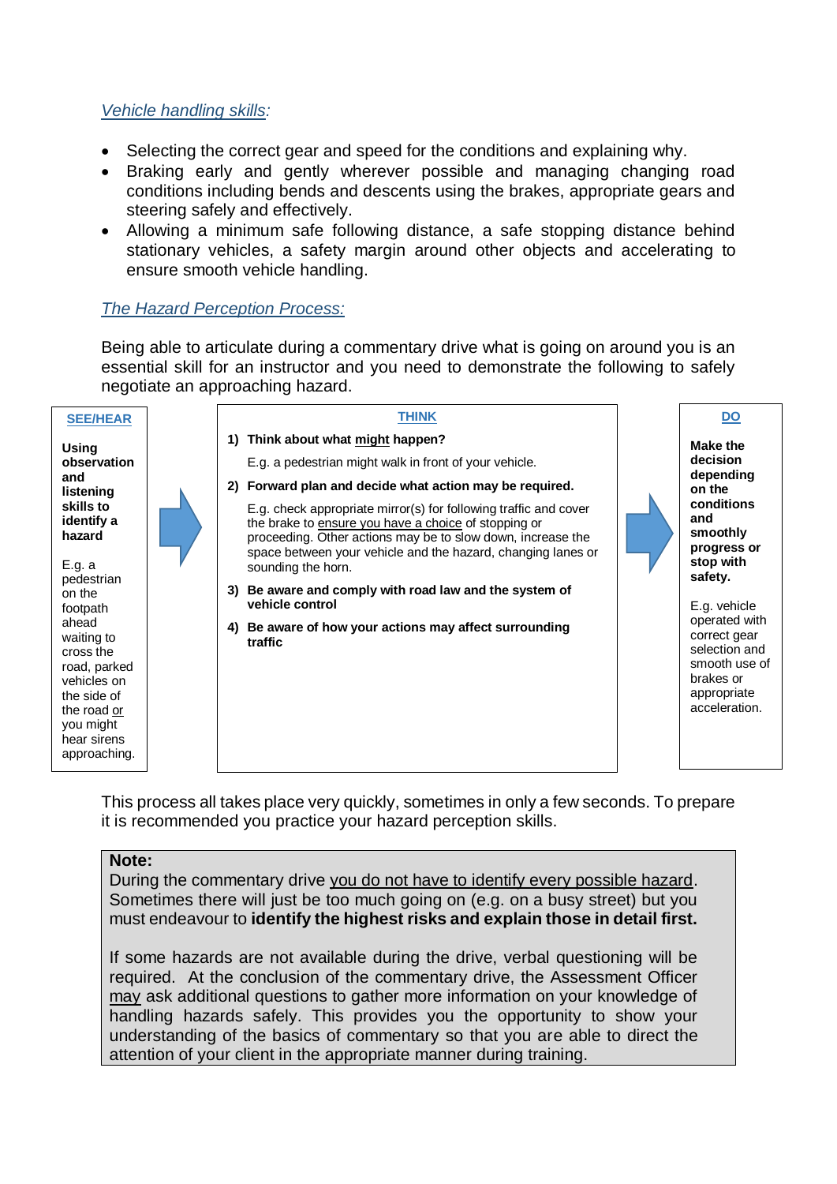*Vehicle handling skills:*

- Selecting the correct gear and speed for the conditions and explaining why.
- Braking early and gently wherever possible and managing changing road conditions including bends and descents using the brakes, appropriate gears and steering safely and effectively.
- Allowing a minimum safe following distance, a safe stopping distance behind stationary vehicles, a safety margin around other objects and accelerating to ensure smooth vehicle handling.

*The Hazard Perception Process:*

Being able to articulate during a commentary drive what is going on around you is an essential skill for an instructor and you need to demonstrate the following to safely negotiate an approaching hazard.

| SEE/HEAR | | THINK | | DO |
|---|---|---|---|---|
| **Using observation and listening skills to identify a hazard**<br><br>E.g. a pedestrian on the footpath ahead waiting to cross the road, parked vehicles on the side of the road or you might hear sirens approaching. | → | **1) Think about what might happen?**<br>E.g. a pedestrian might walk in front of your vehicle.<br><br>**2) Forward plan and decide what action may be required.**<br>E.g. check appropriate mirror(s) for following traffic and cover the brake to ensure you have a choice of stopping or proceeding. Other actions may be to slow down, increase the space between your vehicle and the hazard, changing lanes or sounding the horn.<br><br>**3) Be aware and comply with road law and the system of vehicle control**<br><br>**4) Be aware of how your actions may affect surrounding traffic** | → | **Make the decision depending on the conditions and smoothly progress or stop with safety.**<br><br>E.g. vehicle operated with correct gear selection and smooth use of brakes or appropriate acceleration. |

This process all takes place very quickly, sometimes in only a few seconds. To prepare it is recommended you practice your hazard perception skills.

> **Note:**
> During the commentary drive you do not have to identify every possible hazard. Sometimes there will just be too much going on (e.g. on a busy street) but you must endeavour to **identify the highest risks and explain those in detail first.**
>
> If some hazards are not available during the drive, verbal questioning will be required. At the conclusion of the commentary drive, the Assessment Officer may ask additional questions to gather more information on your knowledge of handling hazards safely. This provides you the opportunity to show your understanding of the basics of commentary so that you are able to direct the attention of your client in the appropriate manner during training.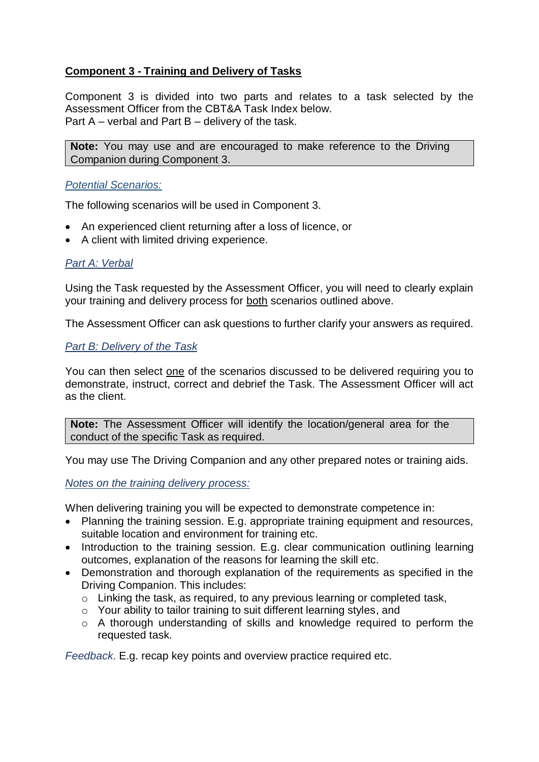## Component 3 - Training and Delivery of Tasks

Component 3 is divided into two parts and relates to a task selected by the Assessment Officer from the CBT&A Task Index below.
Part A – verbal and Part B – delivery of the task.

> **Note:** You may use and are encouraged to make reference to the Driving Companion during Component 3.

### *Potential Scenarios:*

The following scenarios will be used in Component 3.

- An experienced client returning after a loss of licence, or
- A client with limited driving experience.

### *Part A: Verbal*

Using the Task requested by the Assessment Officer, you will need to clearly explain your training and delivery process for both scenarios outlined above.

The Assessment Officer can ask questions to further clarify your answers as required.

### *Part B: Delivery of the Task*

You can then select one of the scenarios discussed to be delivered requiring you to demonstrate, instruct, correct and debrief the Task. The Assessment Officer will act as the client.

> **Note:** The Assessment Officer will identify the location/general area for the conduct of the specific Task as required.

You may use The Driving Companion and any other prepared notes or training aids.

### *Notes on the training delivery process:*

When delivering training you will be expected to demonstrate competence in:

- Planning the training session. E.g. appropriate training equipment and resources, suitable location and environment for training etc.
- Introduction to the training session. E.g. clear communication outlining learning outcomes, explanation of the reasons for learning the skill etc.
- Demonstration and thorough explanation of the requirements as specified in the Driving Companion. This includes:
  - Linking the task, as required, to any previous learning or completed task,
  - Your ability to tailor training to suit different learning styles, and
  - A thorough understanding of skills and knowledge required to perform the requested task.

*Feedback*. E.g. recap key points and overview practice required etc.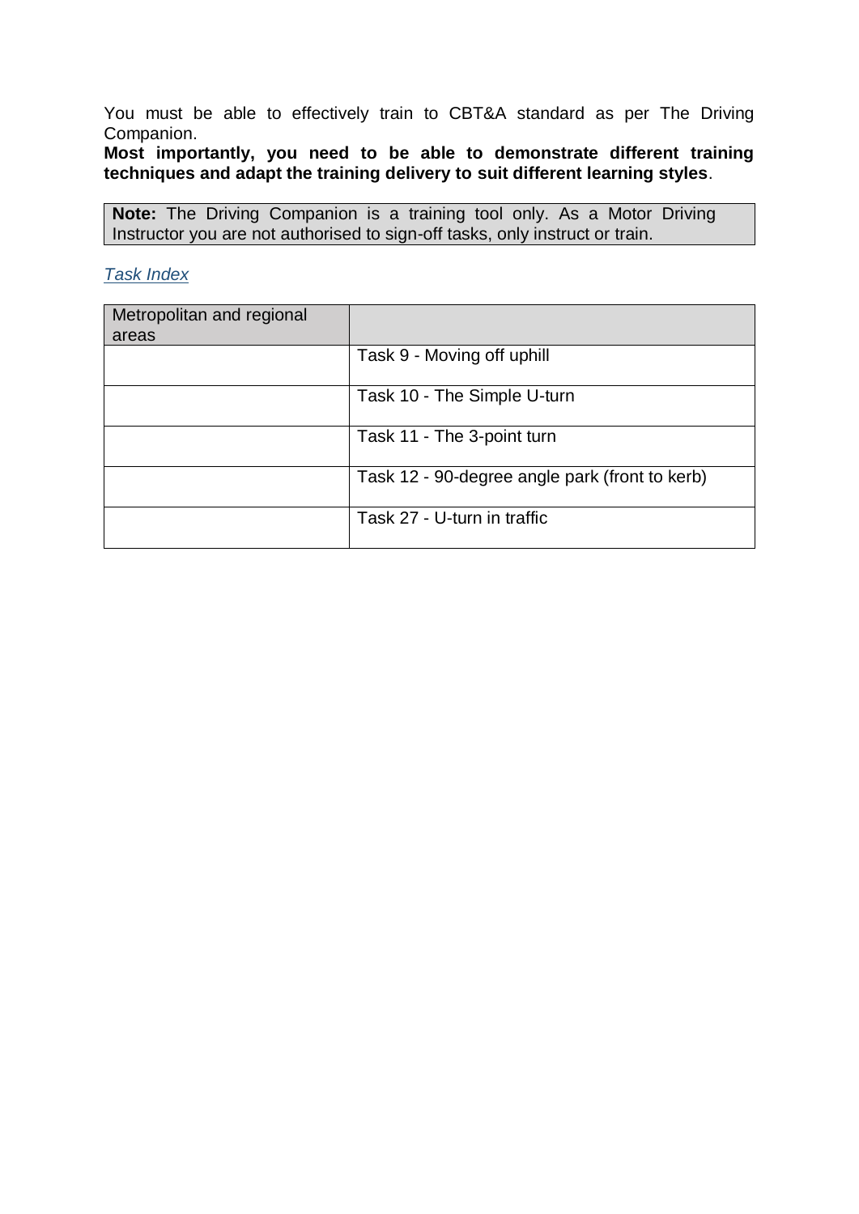You must be able to effectively train to CBT&A standard as per The Driving Companion.

**Most importantly, you need to be able to demonstrate different training techniques and adapt the training delivery to suit different learning styles**.

> **Note:** The Driving Companion is a training tool only. As a Motor Driving Instructor you are not authorised to sign-off tasks, only instruct or train.

*Task Index*

| Metropolitan and regional areas | |
|---|---|
| | Task 9 - Moving off uphill |
| | Task 10 - The Simple U-turn |
| | Task 11 - The 3-point turn |
| | Task 12 - 90-degree angle park (front to kerb) |
| | Task 27 - U-turn in traffic |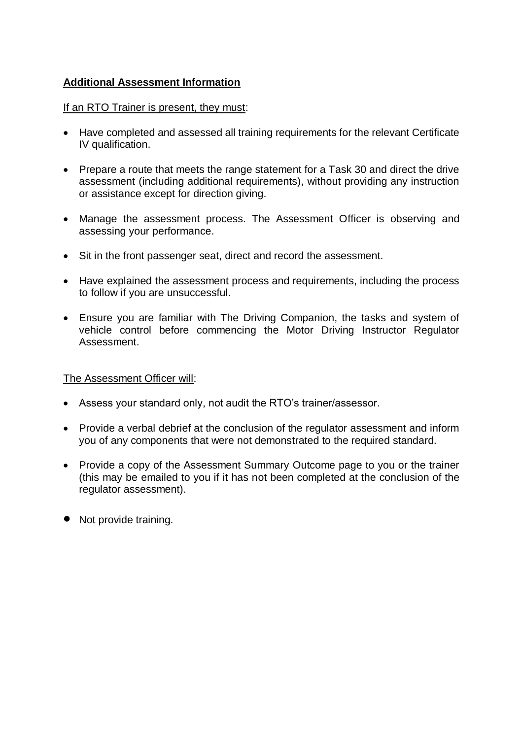**Additional Assessment Information**

If an RTO Trainer is present, they must:

- Have completed and assessed all training requirements for the relevant Certificate IV qualification.
- Prepare a route that meets the range statement for a Task 30 and direct the drive assessment (including additional requirements), without providing any instruction or assistance except for direction giving.
- Manage the assessment process. The Assessment Officer is observing and assessing your performance.
- Sit in the front passenger seat, direct and record the assessment.
- Have explained the assessment process and requirements, including the process to follow if you are unsuccessful.
- Ensure you are familiar with The Driving Companion, the tasks and system of vehicle control before commencing the Motor Driving Instructor Regulator Assessment.

The Assessment Officer will:

- Assess your standard only, not audit the RTO's trainer/assessor.
- Provide a verbal debrief at the conclusion of the regulator assessment and inform you of any components that were not demonstrated to the required standard.
- Provide a copy of the Assessment Summary Outcome page to you or the trainer (this may be emailed to you if it has not been completed at the conclusion of the regulator assessment).
- Not provide training.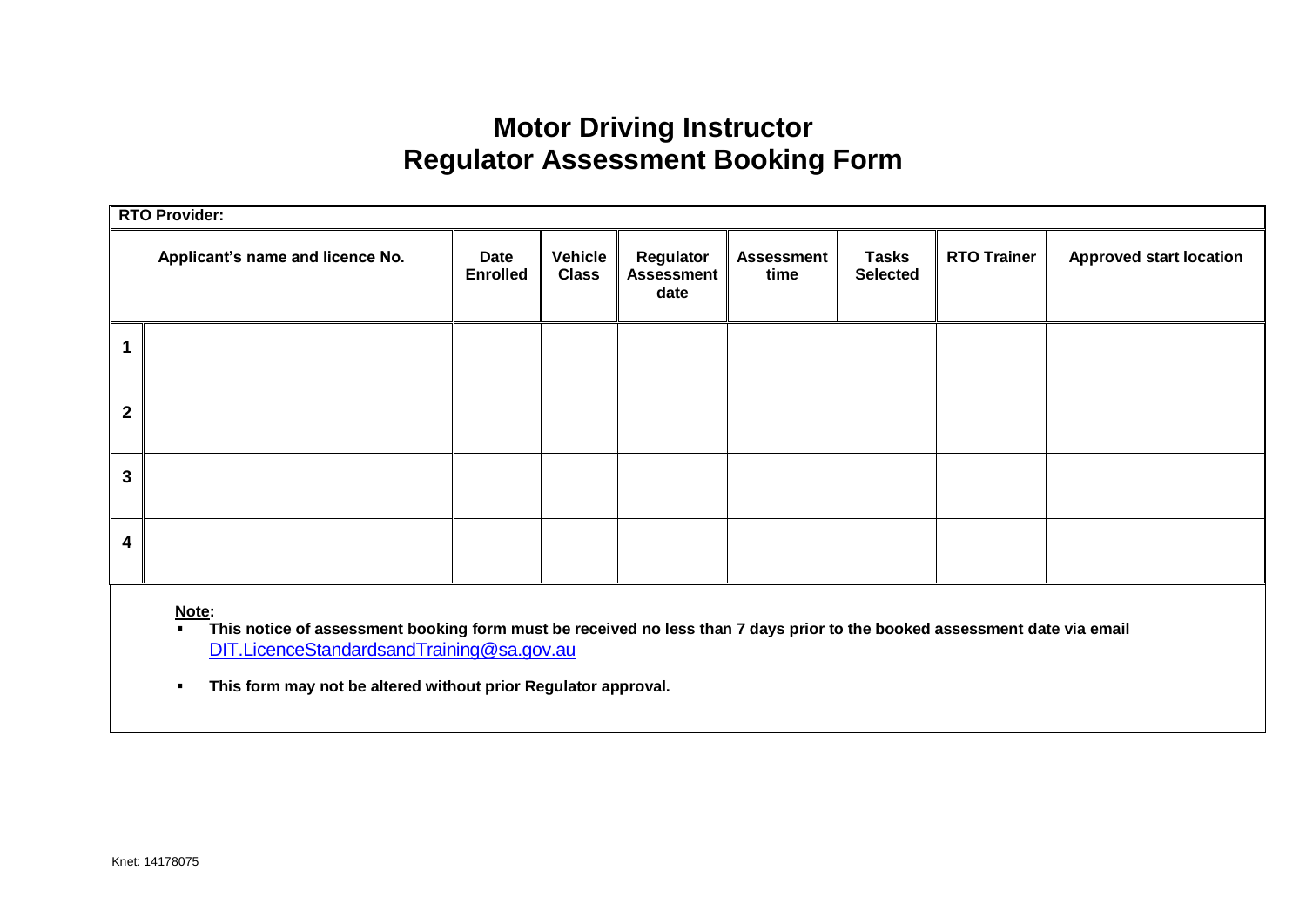# Motor Driving Instructor
# Regulator Assessment Booking Form

**RTO Provider:**

| | Applicant's name and licence No. | Date Enrolled | Vehicle Class | Regulator Assessment date | Assessment time | Tasks Selected | RTO Trainer | Approved start location |
|---|---|---|---|---|---|---|---|---|
| **1** | | | | | | | | |
| **2** | | | | | | | | |
| **3** | | | | | | | | |
| **4** | | | | | | | | |

**Note:**

- **This notice of assessment booking form must be received no less than 7 days prior to the booked assessment date via email** DIT.LicenceStandardsandTraining@sa.gov.au
- **This form may not be altered without prior Regulator approval.**

Knet: 14178075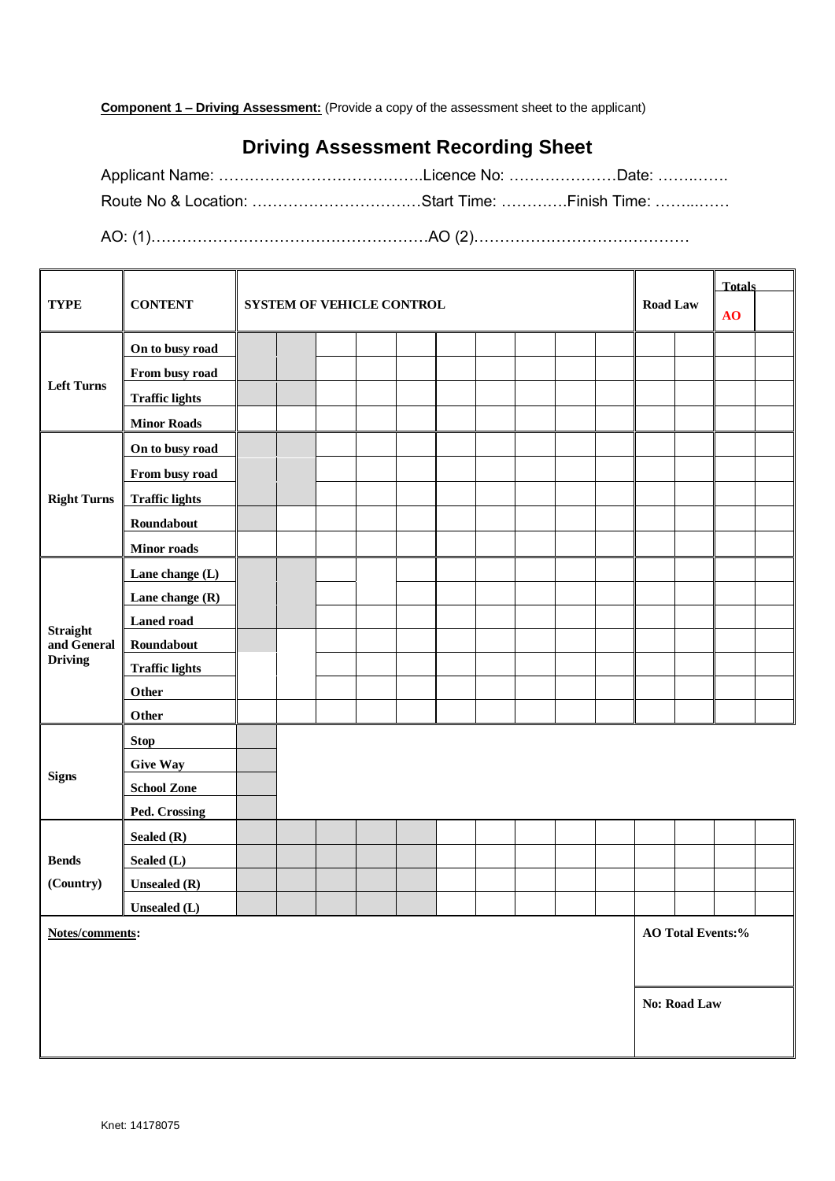**Component 1 – Driving Assessment:** (Provide a copy of the assessment sheet to the applicant)

## Driving Assessment Recording Sheet

Applicant Name: ………………………………….Licence No: …………………Date: ……..…….

Route No & Location: ……………………………Start Time: ………….Finish Time: ……..……

AO: (1)……………………………………………….AO (2)……………………………………

| TYPE | CONTENT | SYSTEM OF VEHICLE CONTROL | | | | | | | | | | Road Law | | Totals AO | |
|---|---|---|---|---|---|---|---|---|---|---|---|---|---|---|---|
| Left Turns | On to busy road | | | | | | | | | | | | | | |
| | From busy road | | | | | | | | | | | | | | |
| | Traffic lights | | | | | | | | | | | | | | |
| | Minor Roads | | | | | | | | | | | | | | |
| Right Turns | On to busy road | | | | | | | | | | | | | | |
| | From busy road | | | | | | | | | | | | | | |
| | Traffic lights | | | | | | | | | | | | | | |
| | Roundabout | | | | | | | | | | | | | | |
| | Minor roads | | | | | | | | | | | | | | |
| Straight and General Driving | Lane change (L) | | | | | | | | | | | | | | |
| | Lane change (R) | | | | | | | | | | | | | | |
| | Laned road | | | | | | | | | | | | | | |
| | Roundabout | | | | | | | | | | | | | | |
| | Traffic lights | | | | | | | | | | | | | | |
| | Other | | | | | | | | | | | | | | |
| | Other | | | | | | | | | | | | | | |
| Signs | Stop | | | | | | | | | | | | | | |
| | Give Way | | | | | | | | | | | | | | |
| | School Zone | | | | | | | | | | | | | | |
| | Ped. Crossing | | | | | | | | | | | | | | |
| Bends (Country) | Sealed (R) | | | | | | | | | | | | | | |
| | Sealed (L) | | | | | | | | | | | | | | |
| | Unsealed (R) | | | | | | | | | | | | | | |
| | Unsealed (L) | | | | | | | | | | | | | | |

| **Notes/comments:** | **AO Total Events:%** |
|---|---|
| | **No: Road Law** |

Knet: 14178075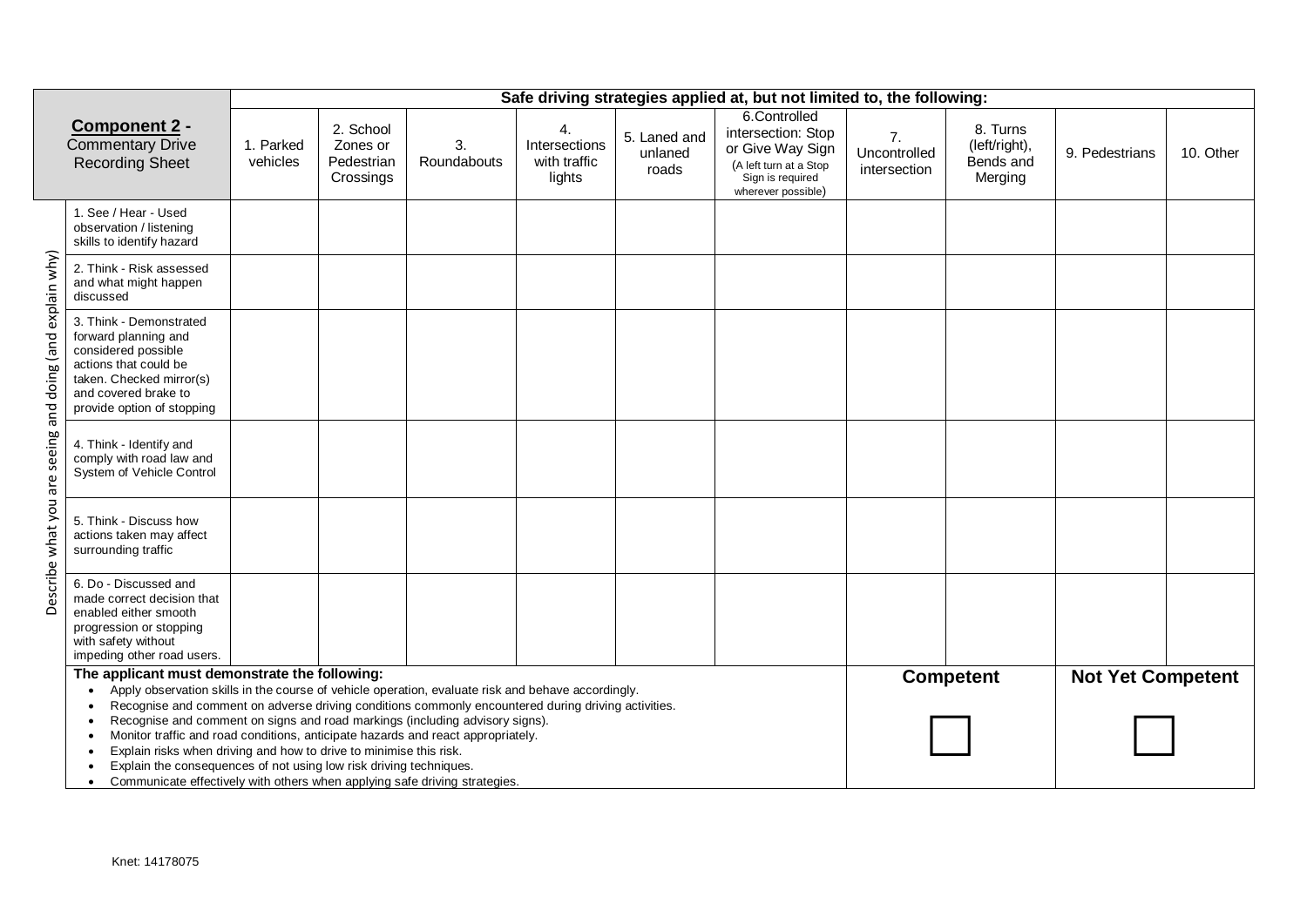| **Component 2 -** Commentary Drive Recording Sheet | | Safe driving strategies applied at, but not limited to, the following: | | | | | | | | | |
|---|---|---|---|---|---|---|---|---|---|---|---|
| | | 1. Parked vehicles | 2. School Zones or Pedestrian Crossings | 3. Roundabouts | 4. Intersections with traffic lights | 5. Laned and unlaned roads | 6. Controlled intersection: Stop or Give Way Sign (A left turn at a Stop Sign is required wherever possible) | 7. Uncontrolled intersection | 8. Turns (left/right), Bends and Merging | 9. Pedestrians | 10. Other |
| Describe what you are seeing and doing (and explain why) | 1. See / Hear - Used observation / listening skills to identify hazard | | | | | | | | | | |
| | 2. Think - Risk assessed and what might happen discussed | | | | | | | | | | |
| | 3. Think - Demonstrated forward planning and considered possible actions that could be taken. Checked mirror(s) and covered brake to provide option of stopping | | | | | | | | | | |
| | 4. Think - Identify and comply with road law and System of Vehicle Control | | | | | | | | | | |
| | 5. Think - Discuss how actions taken may affect surrounding traffic | | | | | | | | | | |
| | 6. Do - Discussed and made correct decision that enabled either smooth progression or stopping with safety without impeding other road users. | | | | | | | | | | |

**The applicant must demonstrate the following:**

- Apply observation skills in the course of vehicle operation, evaluate risk and behave accordingly.
- Recognise and comment on adverse driving conditions commonly encountered during driving activities.
- Recognise and comment on signs and road markings (including advisory signs).
- Monitor traffic and road conditions, anticipate hazards and react appropriately.
- Explain risks when driving and how to drive to minimise this risk.
- Explain the consequences of not using low risk driving techniques.
- Communicate effectively with others when applying safe driving strategies.

| **Competent** | **Not Yet Competent** |
|---|---|
| ☐ | ☐ |

Knet: 14178075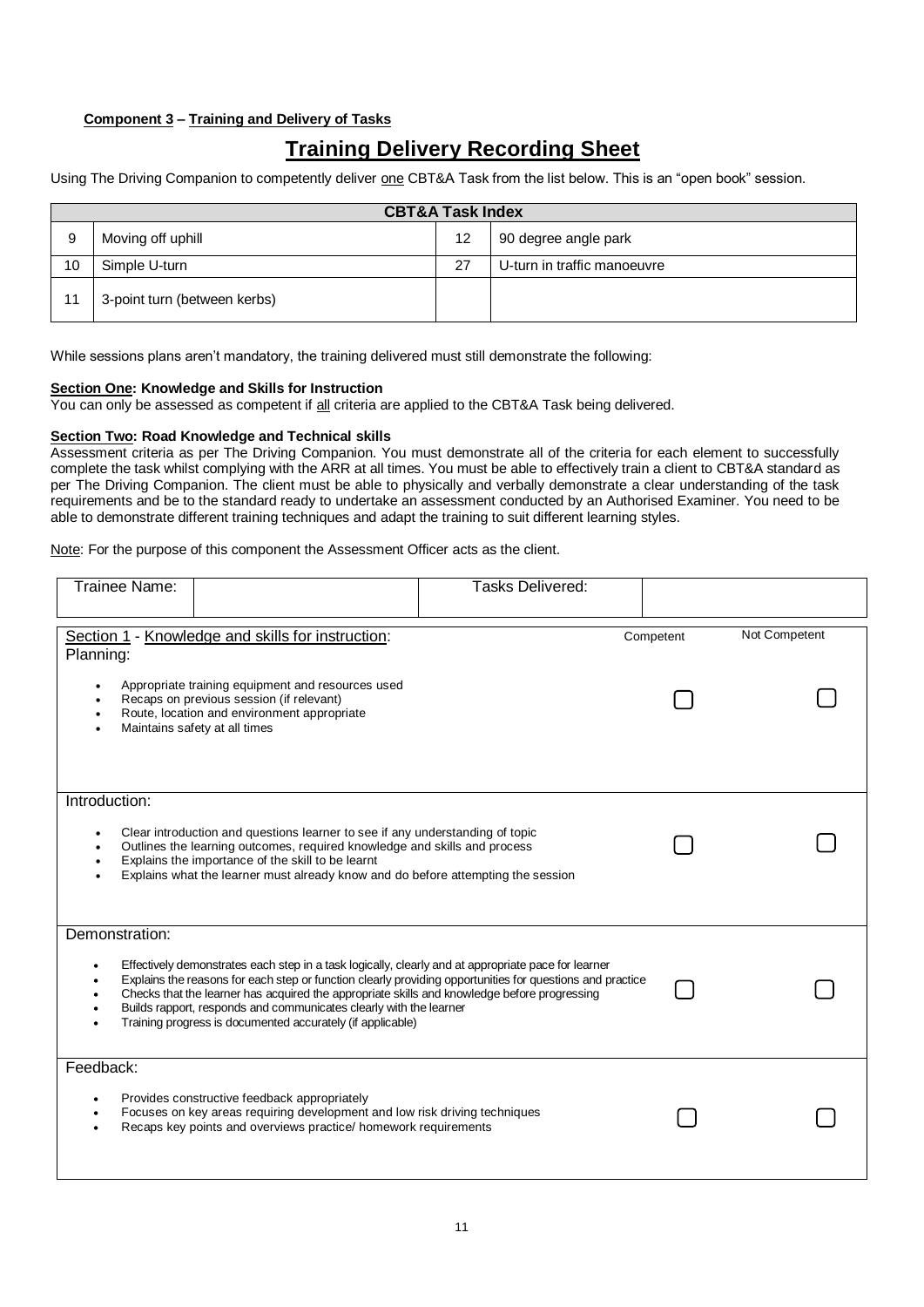**Component 3 – Training and Delivery of Tasks**

# Training Delivery Recording Sheet

Using The Driving Companion to competently deliver one CBT&A Task from the list below. This is an "open book" session.

| CBT&A Task Index | | | |
|---|---|---|---|
| 9 | Moving off uphill | 12 | 90 degree angle park |
| 10 | Simple U-turn | 27 | U-turn in traffic manoeuvre |
| 11 | 3-point turn (between kerbs) | | |

While sessions plans aren't mandatory, the training delivered must still demonstrate the following:

**Section One: Knowledge and Skills for Instruction**

You can only be assessed as competent if all criteria are applied to the CBT&A Task being delivered.

**Section Two: Road Knowledge and Technical skills**

Assessment criteria as per The Driving Companion. You must demonstrate all of the criteria for each element to successfully complete the task whilst complying with the ARR at all times. You must be able to effectively train a client to CBT&A standard as per The Driving Companion. The client must be able to physically and verbally demonstrate a clear understanding of the task requirements and be to the standard ready to undertake an assessment conducted by an Authorised Examiner. You need to be able to demonstrate different training techniques and adapt the training to suit different learning styles.

Note: For the purpose of this component the Assessment Officer acts as the client.

| Trainee Name: | | Tasks Delivered: | |
|---|---|---|---|

| Section 1 - Knowledge and skills for instruction: | Competent | Not Competent |
|---|---|---|
| **Planning:**<br>• Appropriate training equipment and resources used<br>• Recaps on previous session (if relevant)<br>• Route, location and environment appropriate<br>• Maintains safety at all times | ☐ | ☐ |
| **Introduction:**<br>• Clear introduction and questions learner to see if any understanding of topic<br>• Outlines the learning outcomes, required knowledge and skills and process<br>• Explains the importance of the skill to be learnt<br>• Explains what the learner must already know and do before attempting the session | ☐ | ☐ |
| **Demonstration:**<br>• Effectively demonstrates each step in a task logically, clearly and at appropriate pace for learner<br>• Explains the reasons for each step or function clearly providing opportunities for questions and practice<br>• Checks that the learner has acquired the appropriate skills and knowledge before progressing<br>• Builds rapport, responds and communicates clearly with the learner<br>• Training progress is documented accurately (if applicable) | ☐ | ☐ |
| **Feedback:**<br>• Provides constructive feedback appropriately<br>• Focuses on key areas requiring development and low risk driving techniques<br>• Recaps key points and overviews practice/ homework requirements | ☐ | ☐ |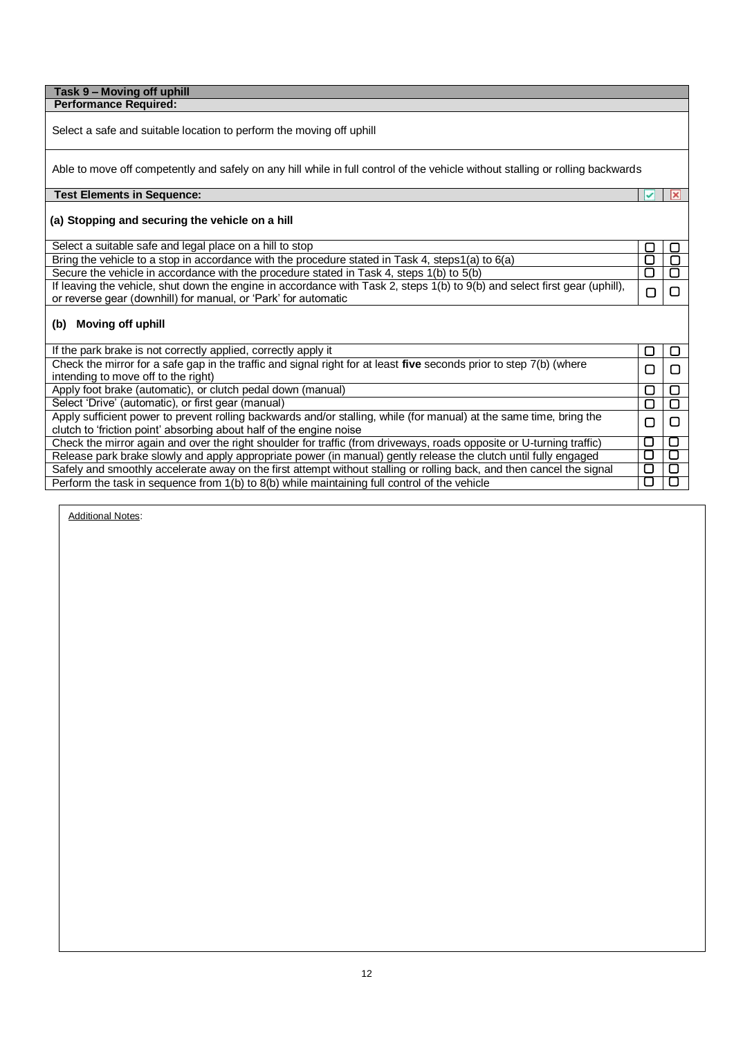| Task 9 – Moving off uphill | | |
|---|---|---|
| **Performance Required:** | | |
| Select a safe and suitable location to perform the moving off uphill | | |
| Able to move off competently and safely on any hill while in full control of the vehicle without stalling or rolling backwards | | |
| **Test Elements in Sequence:** | ✔ | ✘ |
| **(a) Stopping and securing the vehicle on a hill** | | |
| Select a suitable safe and legal place on a hill to stop | ☐ | ☐ |
| Bring the vehicle to a stop in accordance with the procedure stated in Task 4, steps1(a) to 6(a) | ☐ | ☐ |
| Secure the vehicle in accordance with the procedure stated in Task 4, steps 1(b) to 5(b) | ☐ | ☐ |
| If leaving the vehicle, shut down the engine in accordance with Task 2, steps 1(b) to 9(b) and select first gear (uphill), or reverse gear (downhill) for manual, or 'Park' for automatic | ☐ | ☐ |
| **(b) Moving off uphill** | | |
| If the park brake is not correctly applied, correctly apply it | ☐ | ☐ |
| Check the mirror for a safe gap in the traffic and signal right for at least **five** seconds prior to step 7(b) (where intending to move off to the right) | ☐ | ☐ |
| Apply foot brake (automatic), or clutch pedal down (manual) | ☐ | ☐ |
| Select 'Drive' (automatic), or first gear (manual) | ☐ | ☐ |
| Apply sufficient power to prevent rolling backwards and/or stalling, while (for manual) at the same time, bring the clutch to 'friction point' absorbing about half of the engine noise | ☐ | ☐ |
| Check the mirror again and over the right shoulder for traffic (from driveways, roads opposite or U-turning traffic) | ☐ | ☐ |
| Release park brake slowly and apply appropriate power (in manual) gently release the clutch until fully engaged | ☐ | ☐ |
| Safely and smoothly accelerate away on the first attempt without stalling or rolling back, and then cancel the signal | ☐ | ☐ |
| Perform the task in sequence from 1(b) to 8(b) while maintaining full control of the vehicle | ☐ | ☐ |

Additional Notes: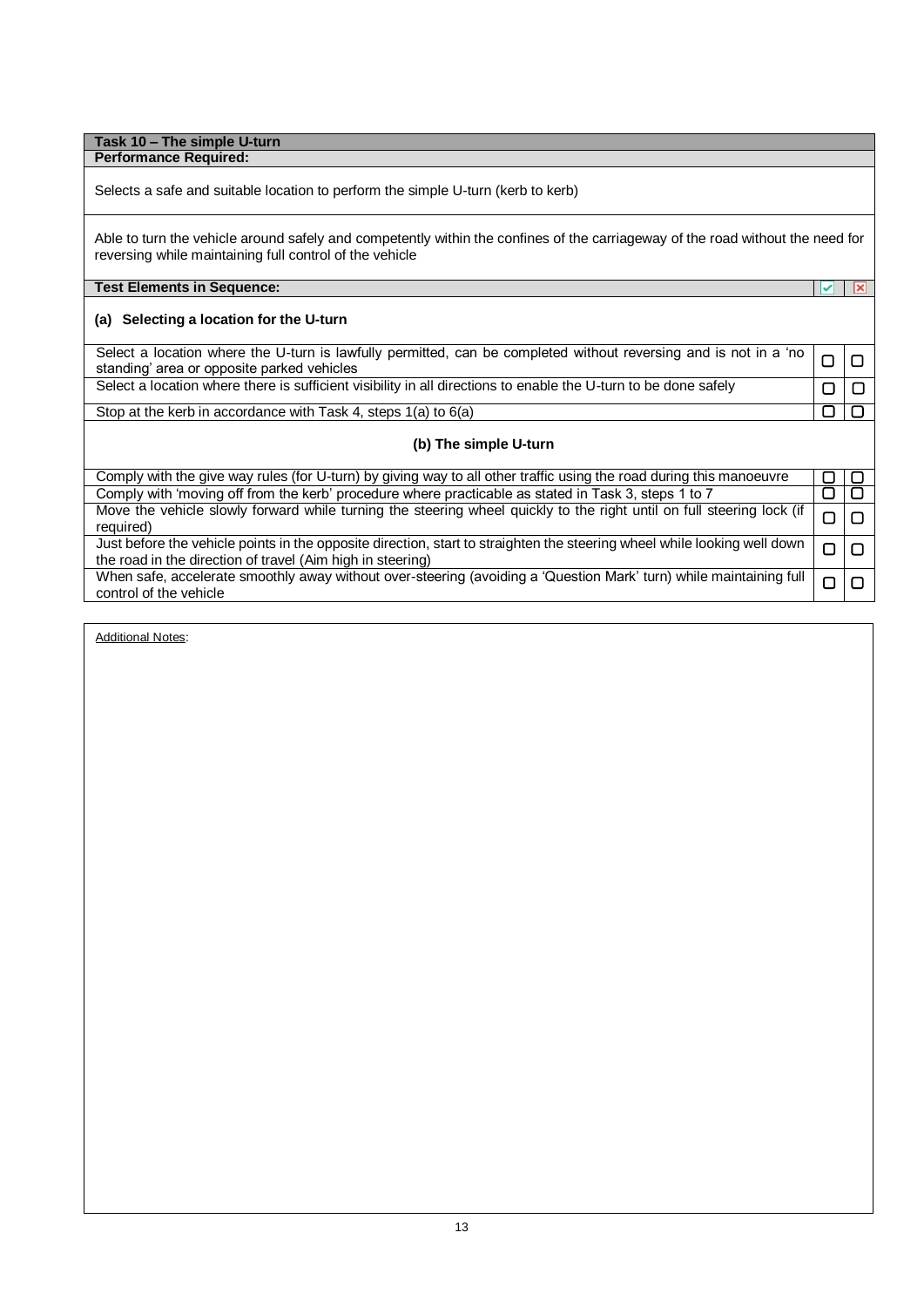| Task 10 – The simple U-turn | | |
|---|---|---|
| **Performance Required:** | | |
| Selects a safe and suitable location to perform the simple U-turn (kerb to kerb) | | |
| Able to turn the vehicle around safely and competently within the confines of the carriageway of the road without the need for reversing while maintaining full control of the vehicle | | |
| **Test Elements in Sequence:** | ✔ | ✘ |
| **(a) Selecting a location for the U-turn** | | |
| Select a location where the U-turn is lawfully permitted, can be completed without reversing and is not in a 'no standing' area or opposite parked vehicles | ☐ | ☐ |
| Select a location where there is sufficient visibility in all directions to enable the U-turn to be done safely | ☐ | ☐ |
| Stop at the kerb in accordance with Task 4, steps 1(a) to 6(a) | ☐ | ☐ |
| **(b) The simple U-turn** | | |
| Comply with the give way rules (for U-turn) by giving way to all other traffic using the road during this manoeuvre | ☐ | ☐ |
| Comply with 'moving off from the kerb' procedure where practicable as stated in Task 3, steps 1 to 7 | ☐ | ☐ |
| Move the vehicle slowly forward while turning the steering wheel quickly to the right until on full steering lock (if required) | ☐ | ☐ |
| Just before the vehicle points in the opposite direction, start to straighten the steering wheel while looking well down the road in the direction of travel (Aim high in steering) | ☐ | ☐ |
| When safe, accelerate smoothly away without over-steering (avoiding a 'Question Mark' turn) while maintaining full control of the vehicle | ☐ | ☐ |

Additional Notes: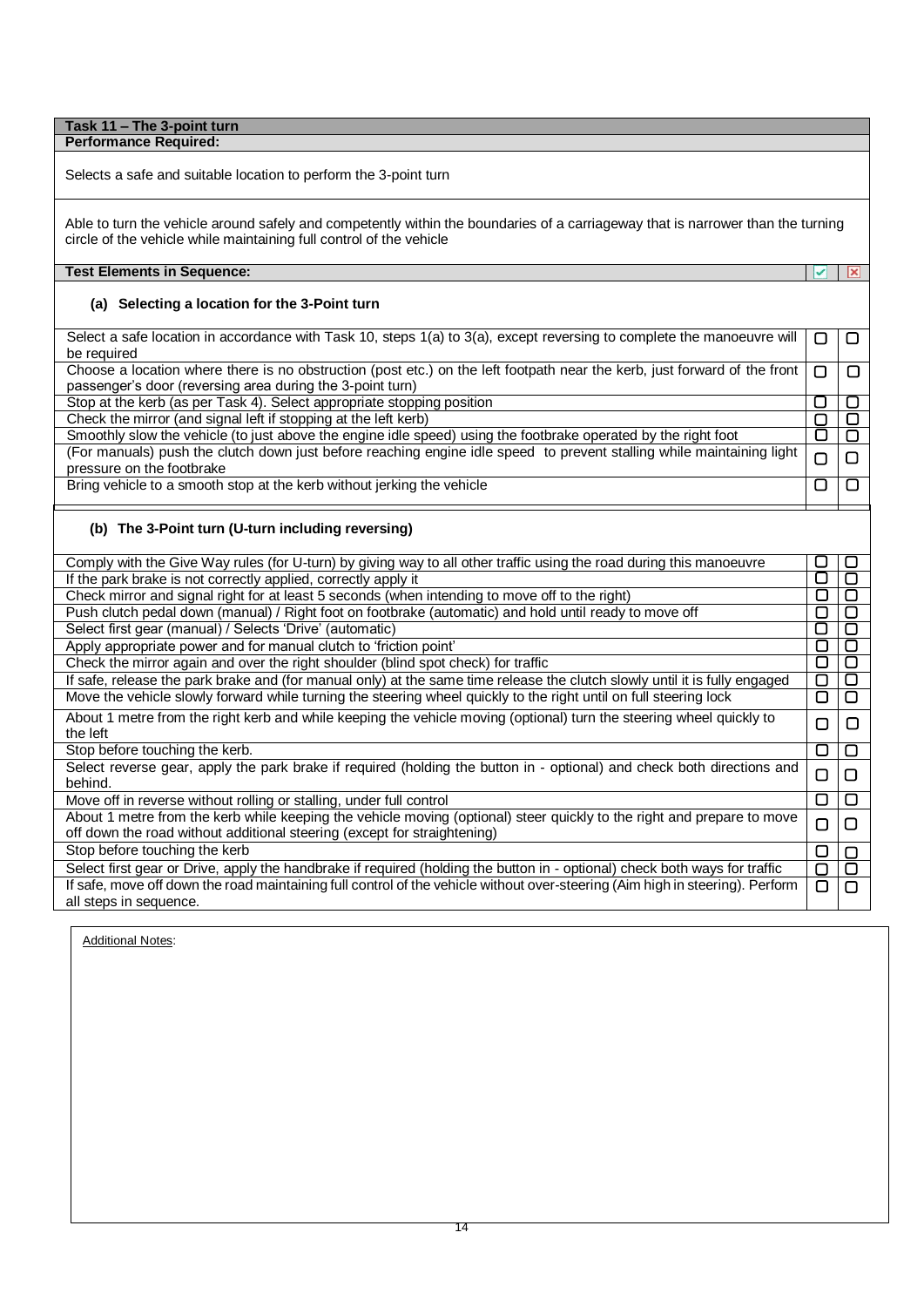| Task 11 – The 3-point turn | | |
|---|---|---|
| **Performance Required:** | | |
| Selects a safe and suitable location to perform the 3-point turn | | |
| Able to turn the vehicle around safely and competently within the boundaries of a carriageway that is narrower than the turning circle of the vehicle while maintaining full control of the vehicle | | |
| **Test Elements in Sequence:** | ✔ | ✘ |
| **(a) Selecting a location for the 3-Point turn** | | |
| Select a safe location in accordance with Task 10, steps 1(a) to 3(a), except reversing to complete the manoeuvre will be required | ☐ | ☐ |
| Choose a location where there is no obstruction (post etc.) on the left footpath near the kerb, just forward of the front passenger's door (reversing area during the 3-point turn) | ☐ | ☐ |
| Stop at the kerb (as per Task 4). Select appropriate stopping position | ☐ | ☐ |
| Check the mirror (and signal left if stopping at the left kerb) | ☐ | ☐ |
| Smoothly slow the vehicle (to just above the engine idle speed) using the footbrake operated by the right foot | ☐ | ☐ |
| (For manuals) push the clutch down just before reaching engine idle speed to prevent stalling while maintaining light pressure on the footbrake | ☐ | ☐ |
| Bring vehicle to a smooth stop at the kerb without jerking the vehicle | ☐ | ☐ |
| **(b) The 3-Point turn (U-turn including reversing)** | | |
| Comply with the Give Way rules (for U-turn) by giving way to all other traffic using the road during this manoeuvre | ☐ | ☐ |
| If the park brake is not correctly applied, correctly apply it | ☐ | ☐ |
| Check mirror and signal right for at least 5 seconds (when intending to move off to the right) | ☐ | ☐ |
| Push clutch pedal down (manual) / Right foot on footbrake (automatic) and hold until ready to move off | ☐ | ☐ |
| Select first gear (manual) / Selects 'Drive' (automatic) | ☐ | ☐ |
| Apply appropriate power and for manual clutch to 'friction point' | ☐ | ☐ |
| Check the mirror again and over the right shoulder (blind spot check) for traffic | ☐ | ☐ |
| If safe, release the park brake and (for manual only) at the same time release the clutch slowly until it is fully engaged | ☐ | ☐ |
| Move the vehicle slowly forward while turning the steering wheel quickly to the right until on full steering lock | ☐ | ☐ |
| About 1 metre from the right kerb and while keeping the vehicle moving (optional) turn the steering wheel quickly to the left | ☐ | ☐ |
| Stop before touching the kerb. | ☐ | ☐ |
| Select reverse gear, apply the park brake if required (holding the button in - optional) and check both directions and behind. | ☐ | ☐ |
| Move off in reverse without rolling or stalling, under full control | ☐ | ☐ |
| About 1 metre from the kerb while keeping the vehicle moving (optional) steer quickly to the right and prepare to move off down the road without additional steering (except for straightening) | ☐ | ☐ |
| Stop before touching the kerb | ☐ | ☐ |
| Select first gear or Drive, apply the handbrake if required (holding the button in - optional) check both ways for traffic | ☐ | ☐ |
| If safe, move off down the road maintaining full control of the vehicle without over-steering (Aim high in steering). Perform all steps in sequence. | ☐ | ☐ |

Additional Notes: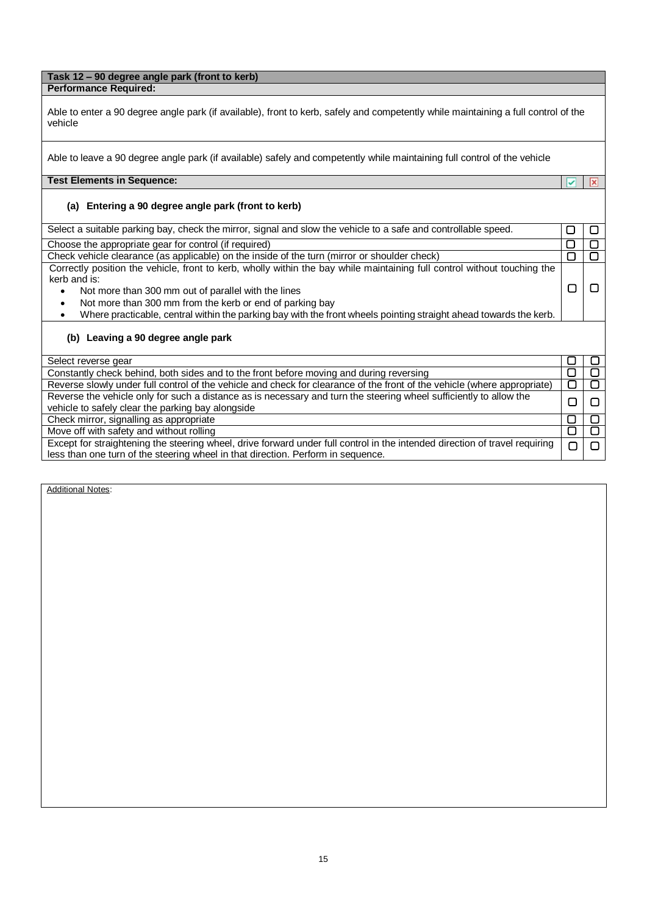| Task 12 – 90 degree angle park (front to kerb) | | |
|---|---|---|
| **Performance Required:** | | |
| Able to enter a 90 degree angle park (if available), front to kerb, safely and competently while maintaining a full control of the vehicle | | |
| Able to leave a 90 degree angle park (if available) safely and competently while maintaining full control of the vehicle | | |
| **Test Elements in Sequence:** | ✔ | ✘ |
| **(a) Entering a 90 degree angle park (front to kerb)** | | |
| Select a suitable parking bay, check the mirror, signal and slow the vehicle to a safe and controllable speed. | ☐ | ☐ |
| Choose the appropriate gear for control (if required) | ☐ | ☐ |
| Check vehicle clearance (as applicable) on the inside of the turn (mirror or shoulder check) | ☐ | ☐ |
| Correctly position the vehicle, front to kerb, wholly within the bay while maintaining full control without touching the kerb and is: <br>• Not more than 300 mm out of parallel with the lines <br>• Not more than 300 mm from the kerb or end of parking bay <br>• Where practicable, central within the parking bay with the front wheels pointing straight ahead towards the kerb. | ☐ | ☐ |
| **(b) Leaving a 90 degree angle park** | | |
| Select reverse gear | ☐ | ☐ |
| Constantly check behind, both sides and to the front before moving and during reversing | ☐ | ☐ |
| Reverse slowly under full control of the vehicle and check for clearance of the front of the vehicle (where appropriate) | ☐ | ☐ |
| Reverse the vehicle only for such a distance as is necessary and turn the steering wheel sufficiently to allow the vehicle to safely clear the parking bay alongside | ☐ | ☐ |
| Check mirror, signalling as appropriate | ☐ | ☐ |
| Move off with safety and without rolling | ☐ | ☐ |
| Except for straightening the steering wheel, drive forward under full control in the intended direction of travel requiring less than one turn of the steering wheel in that direction. Perform in sequence. | ☐ | ☐ |

Additional Notes: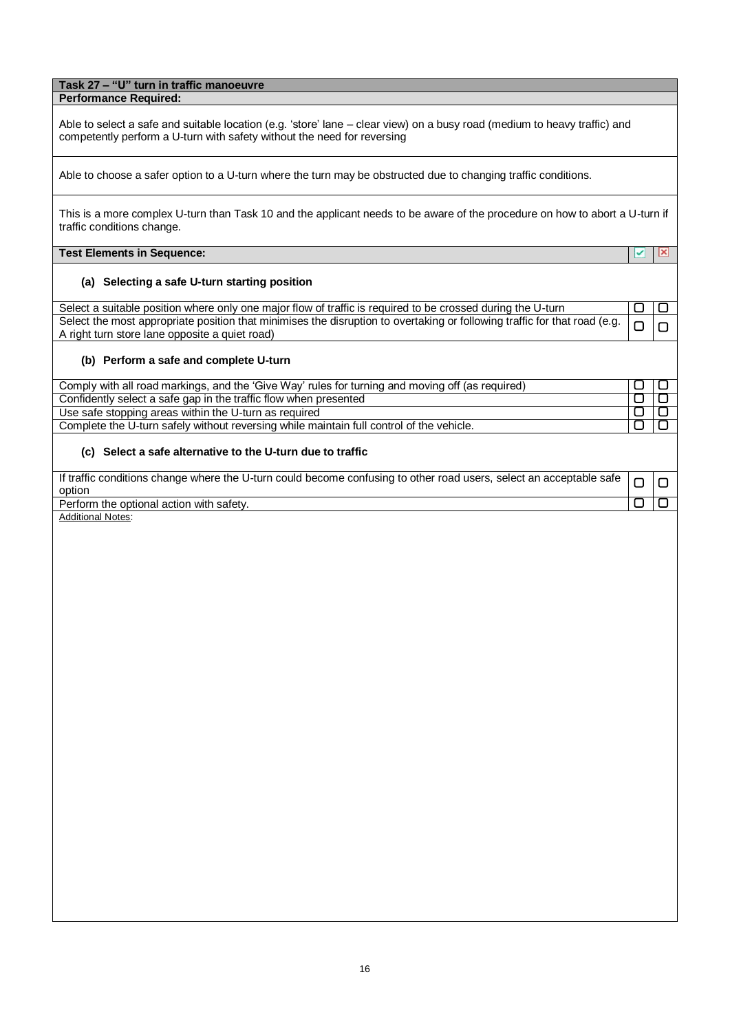**Task 27 – "U" turn in traffic manoeuvre**

**Performance Required:**

Able to select a safe and suitable location (e.g. 'store' lane – clear view) on a busy road (medium to heavy traffic) and competently perform a U-turn with safety without the need for reversing

Able to choose a safer option to a U-turn where the turn may be obstructed due to changing traffic conditions.

This is a more complex U-turn than Task 10 and the applicant needs to be aware of the procedure on how to abort a U-turn if traffic conditions change.

| **Test Elements in Sequence:** | ✓ | ✗ |
|---|---|---|
| **(a) Selecting a safe U-turn starting position** | | |
| Select a suitable position where only one major flow of traffic is required to be crossed during the U-turn | ☐ | ☐ |
| Select the most appropriate position that minimises the disruption to overtaking or following traffic for that road (e.g. A right turn store lane opposite a quiet road) | ☐ | ☐ |
| **(b) Perform a safe and complete U-turn** | | |
| Comply with all road markings, and the 'Give Way' rules for turning and moving off (as required) | ☐ | ☐ |
| Confidently select a safe gap in the traffic flow when presented | ☐ | ☐ |
| Use safe stopping areas within the U-turn as required | ☐ | ☐ |
| Complete the U-turn safely without reversing while maintain full control of the vehicle. | ☐ | ☐ |
| **(c) Select a safe alternative to the U-turn due to traffic** | | |
| If traffic conditions change where the U-turn could become confusing to other road users, select an acceptable safe option | ☐ | ☐ |
| Perform the optional action with safety. | ☐ | ☐ |

Additional Notes: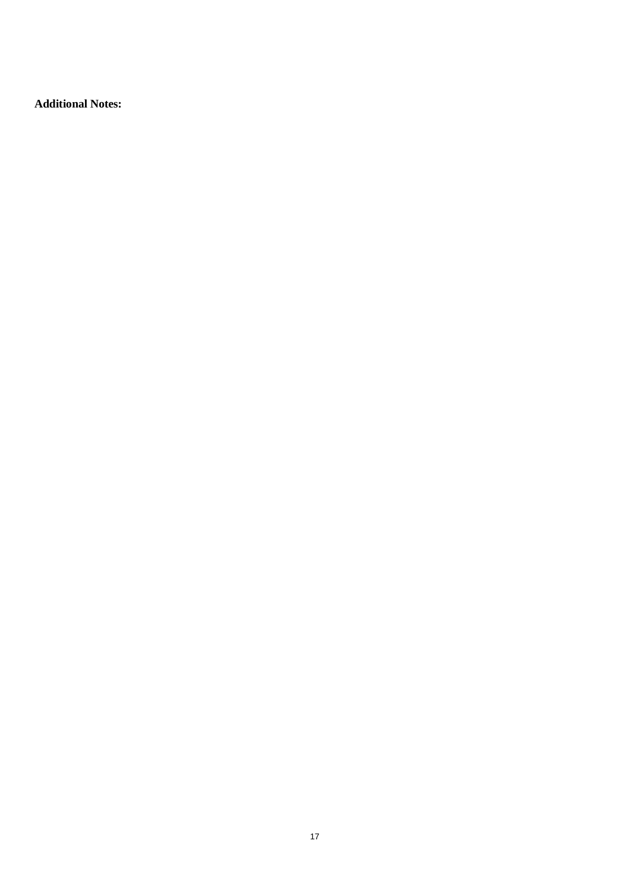**Additional Notes:**